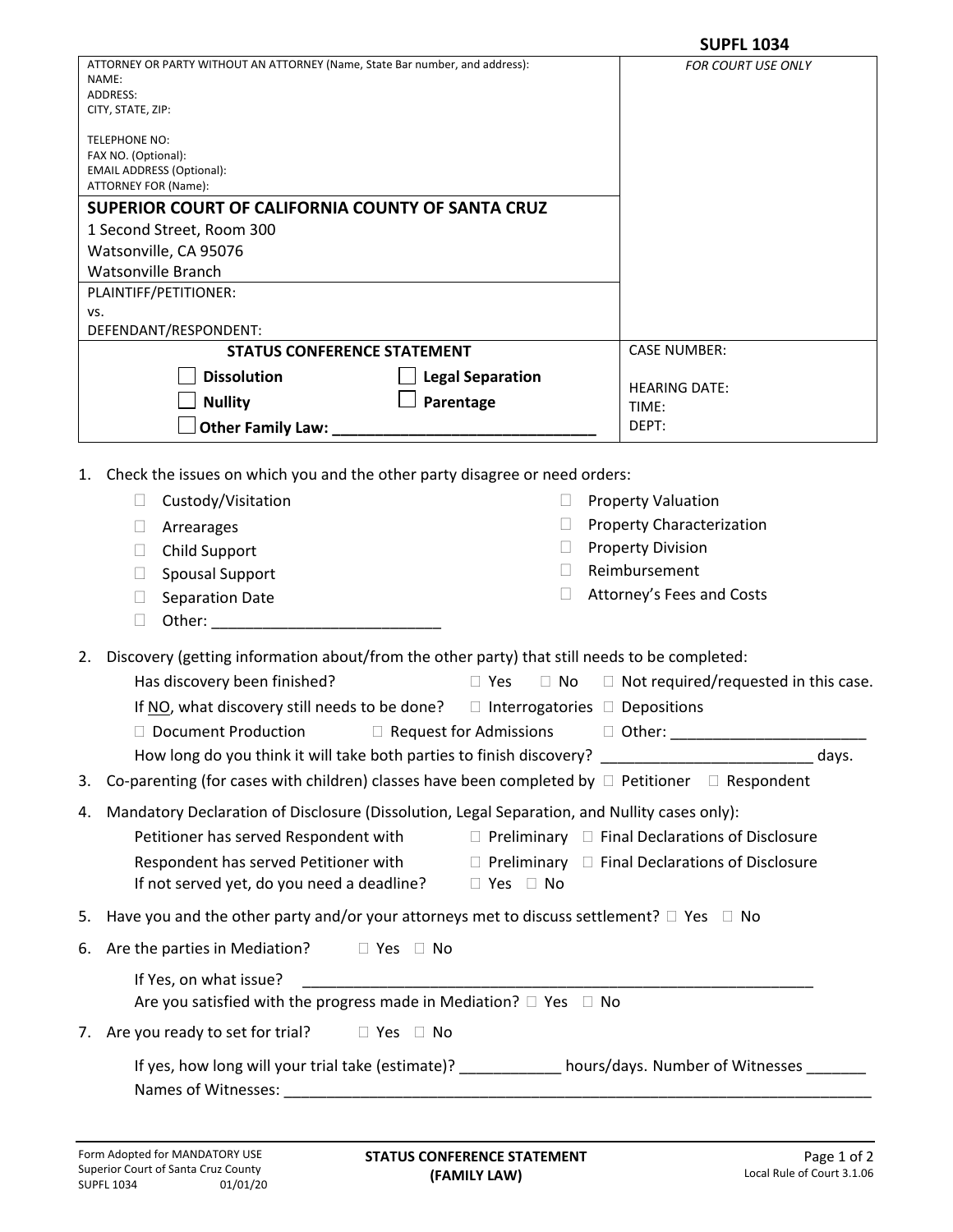**SUPFL 1034**

| ATTORNEY OR PARTY WITHOUT AN ATTORNEY (Name, State Bar number, and address):<br>NAME:<br>ADDRESS:<br>CITY, STATE, ZIP:<br><br>TELEPHONE NO:<br>FAX NO. (Optional):<br>EMAIL ADDRESS (Optional):<br>ATTORNEY FOR (Name): | *FOR COURT USE ONLY* |
|---|---|
| **SUPERIOR COURT OF CALIFORNIA COUNTY OF SANTA CRUZ**<br>1 Second Street, Room 300<br>Watsonville, CA 95076<br>Watsonville Branch | |
| PLAINTIFF/PETITIONER:<br>vs.<br>DEFENDANT/RESPONDENT: | |
| **STATUS CONFERENCE STATEMENT**<br>☐ **Dissolution** ☐ **Legal Separation**<br>☐ **Nullity** ☐ **Parentage**<br>☐ **Other Family Law:** ______________________________ | CASE NUMBER:<br><br>HEARING DATE:<br>TIME:<br>DEPT: |

1. Check the issues on which you and the other party disagree or need orders:
   - ☐ Custody/Visitation
   - ☐ Arrearages
   - ☐ Child Support
   - ☐ Spousal Support
   - ☐ Separation Date
   - ☐ Other: __________________________
   - ☐ Property Valuation
   - ☐ Property Characterization
   - ☐ Property Division
   - ☐ Reimbursement
   - ☐ Attorney's Fees and Costs

2. Discovery (getting information about/from the other party) that still needs to be completed:

   Has discovery been finished? ☐ Yes ☐ No ☐ Not required/requested in this case.

   If NO, what discovery still needs to be done? ☐ Interrogatories ☐ Depositions

   ☐ Document Production ☐ Request for Admissions ☐ Other: ______________________

   How long do you think it will take both parties to finish discovery? ________________________ days.

3. Co-parenting (for cases with children) classes have been completed by ☐ Petitioner ☐ Respondent

4. Mandatory Declaration of Disclosure (Dissolution, Legal Separation, and Nullity cases only):

   Petitioner has served Respondent with ☐ Preliminary ☐ Final Declarations of Disclosure

   Respondent has served Petitioner with ☐ Preliminary ☐ Final Declarations of Disclosure

   If not served yet, do you need a deadline? ☐ Yes ☐ No

5. Have you and the other party and/or your attorneys met to discuss settlement? ☐ Yes ☐ No

6. Are the parties in Mediation? ☐ Yes ☐ No

   If Yes, on what issue? ______________________________________________________________

   Are you satisfied with the progress made in Mediation? ☐ Yes ☐ No

7. Are you ready to set for trial? ☐ Yes ☐ No

   If yes, how long will your trial take (estimate)? ____________ hours/days. Number of Witnesses _______

   Names of Witnesses: ______________________________________________________________________

Form Adopted for MANDATORY USE
Superior Court of Santa Cruz County
SUPFL 1034 01/01/20

**STATUS CONFERENCE STATEMENT (FAMILY LAW)**

Local Rule of Court 3.1.06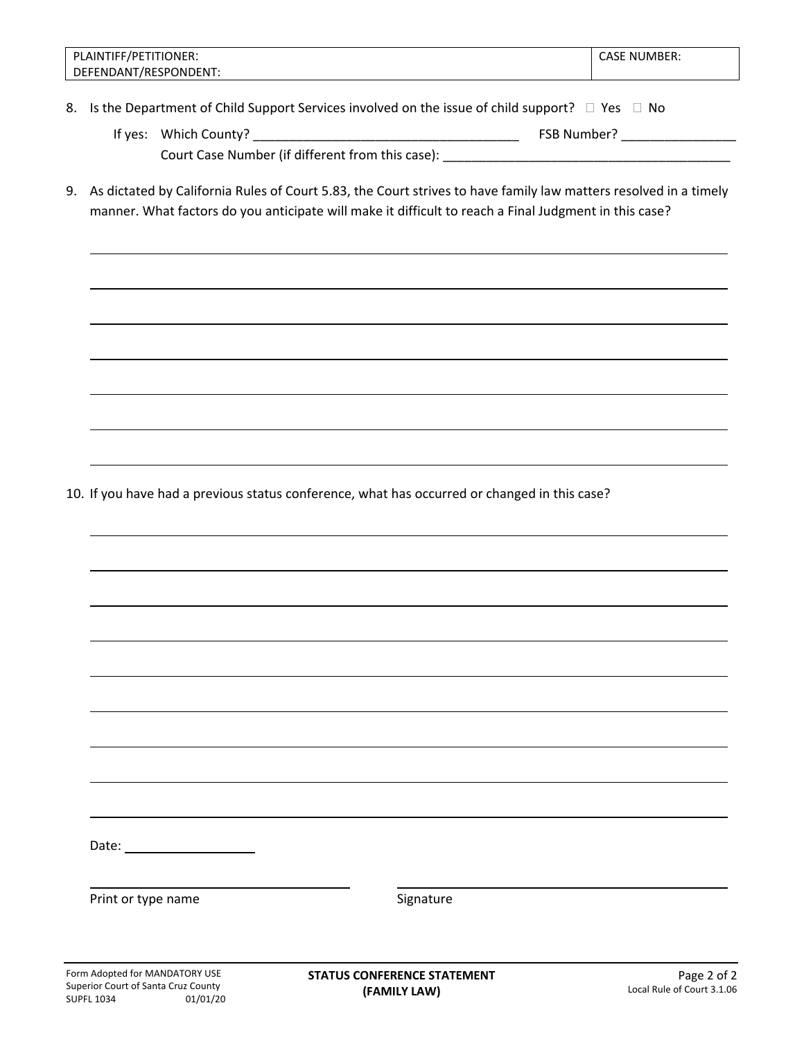| PLAINTIFF/PETITIONER:<br>DEFENDANT/RESPONDENT: | CASE NUMBER: |
|---|---|

8. Is the Department of Child Support Services involved on the issue of child support? ☐ Yes ☐ No

   If yes: Which County? _____________________________________ FSB Number? ________________

   Court Case Number (if different from this case): ________________________________________

9. As dictated by California Rules of Court 5.83, the Court strives to have family law matters resolved in a timely manner. What factors do you anticipate will make it difficult to reach a Final Judgment in this case?

   ______________________________________________________________________________

   ______________________________________________________________________________

   ______________________________________________________________________________

   ______________________________________________________________________________

   ______________________________________________________________________________

   ______________________________________________________________________________

   ______________________________________________________________________________

10. If you have had a previous status conference, what has occurred or changed in this case?

    ______________________________________________________________________________

    ______________________________________________________________________________

    ______________________________________________________________________________

    ______________________________________________________________________________

    ______________________________________________________________________________

    ______________________________________________________________________________

    ______________________________________________________________________________

    ______________________________________________________________________________

    ______________________________________________________________________________

    ______________________________________________________________________________

Date: __________________

______________________________ ______________________________

Print or type name Signature

Form Adopted for MANDATORY USE
Superior Court of Santa Cruz County
SUPFL 1034 01/01/20

**STATUS CONFERENCE STATEMENT (FAMILY LAW)**

Local Rule of Court 3.1.06